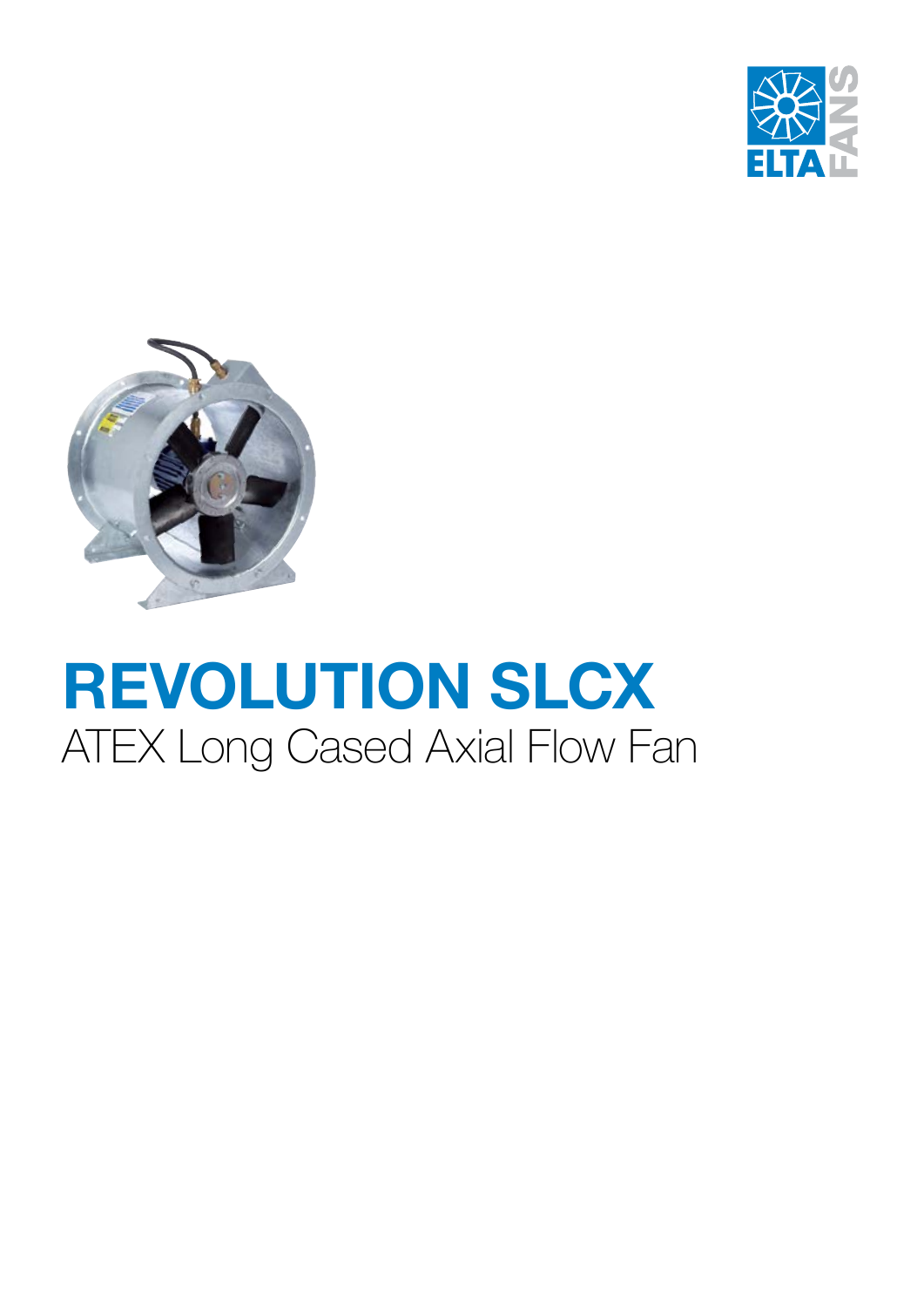# REVOLUTION SLCX

ATEX Long Cased Axial Flow Fan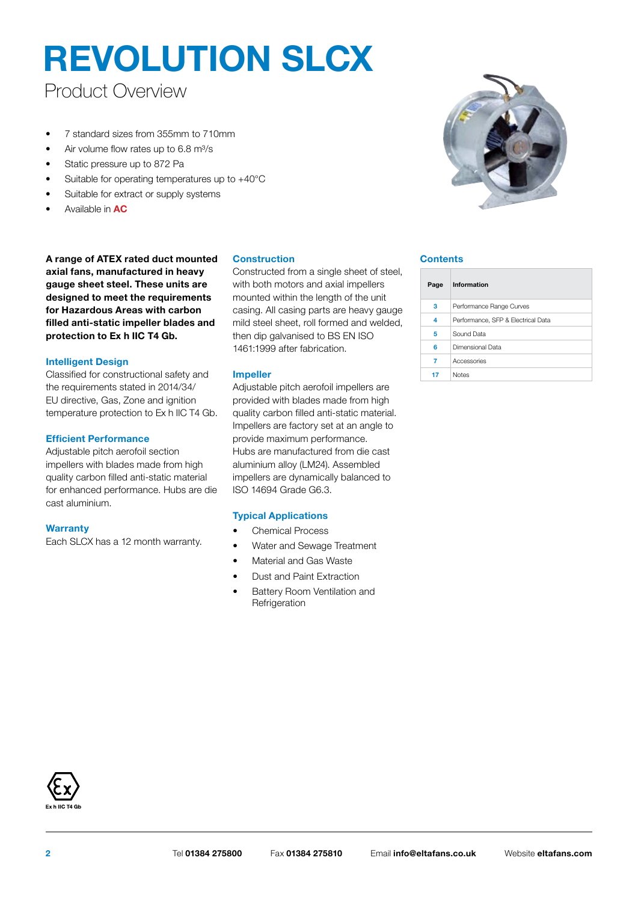# REVOLUTION SLCX

## Product Overview

- 7 standard sizes from 355mm to 710mm
- Air volume flow rates up to 6.8 m³/s
- Static pressure up to 872 Pa
- Suitable for operating temperatures up to +40°C
- Suitable for extract or supply systems
- Available in **AC**

**A range of ATEX rated duct mounted axial fans, manufactured in heavy gauge sheet steel. These units are designed to meet the requirements for Hazardous Areas with carbon filled anti-static impeller blades and protection to Ex h IIC T4 Gb.**

### Intelligent Design

Classified for constructional safety and the requirements stated in 2014/34/EU directive, Gas, Zone and ignition temperature protection to Ex h IIC T4 Gb.

### Efficient Performance

Adjustable pitch aerofoil section impellers with blades made from high quality carbon filled anti-static material for enhanced performance. Hubs are die cast aluminium.

### Warranty

Each SLCX has a 12 month warranty.

### Construction

Constructed from a single sheet of steel, with both motors and axial impellers mounted within the length of the unit casing. All casing parts are heavy gauge mild steel sheet, roll formed and welded, then dip galvanised to BS EN ISO 1461:1999 after fabrication.

### Impeller

Adjustable pitch aerofoil impellers are provided with blades made from high quality carbon filled anti-static material. Impellers are factory set at an angle to provide maximum performance. Hubs are manufactured from die cast aluminium alloy (LM24). Assembled impellers are dynamically balanced to ISO 14694 Grade G6.3.

### Typical Applications

- Chemical Process
- Water and Sewage Treatment
- Material and Gas Waste
- Dust and Paint Extraction
- Battery Room Ventilation and Refrigeration

### Contents

| Page | Information |
|---|---|
| 3 | Performance Range Curves |
| 4 | Performance, SFP & Electrical Data |
| 5 | Sound Data |
| 6 | Dimensional Data |
| 7 | Accessories |
| 17 | Notes |

Ex h IIC T4 Gb

Tel **01384 275800** Fax **01384 275810** Email **info@eltafans.co.uk** Website **eltafans.com**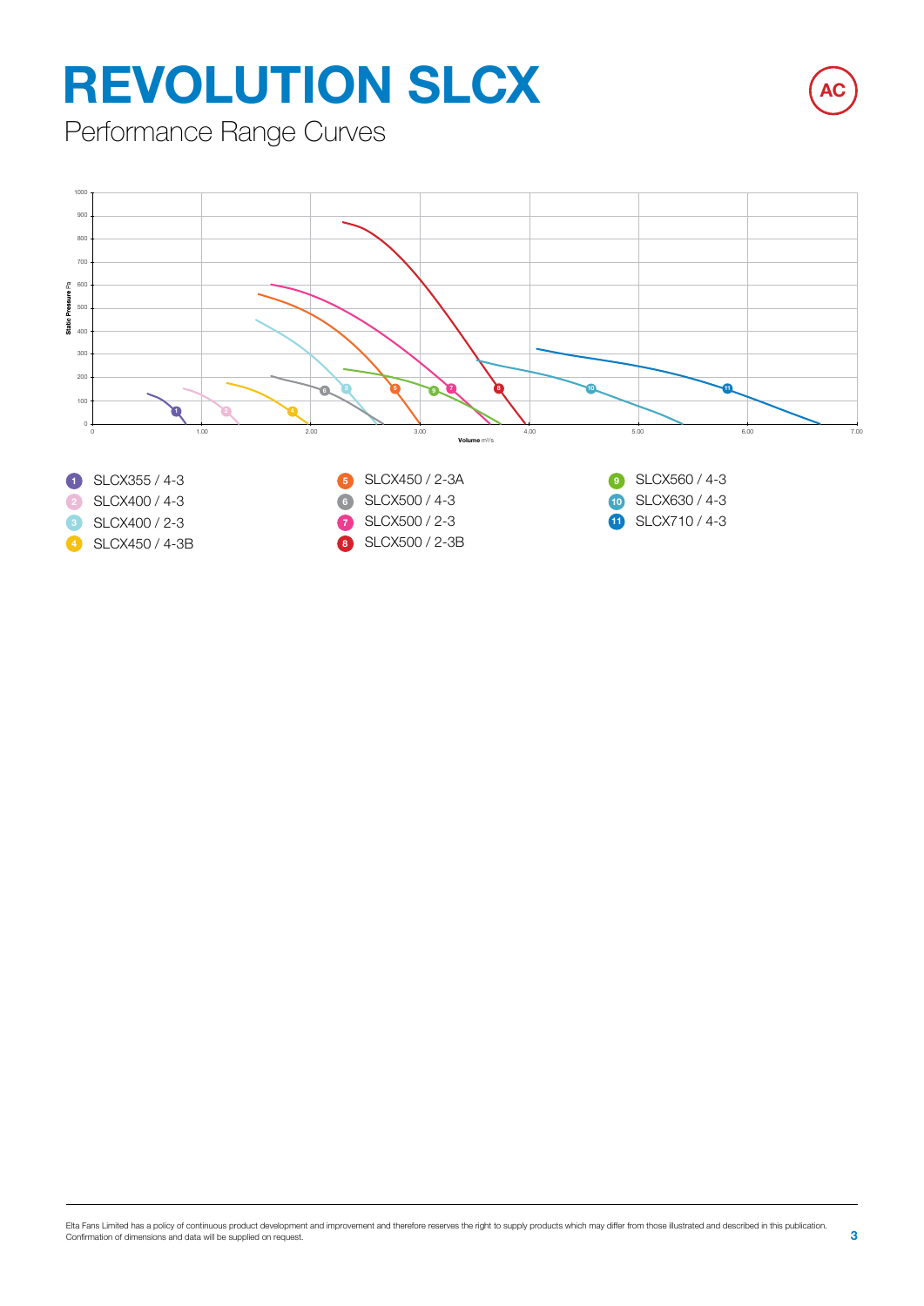# REVOLUTION SLCX

AC

## Performance Range Curves

Static Pressure Pa

Volume m³/s

1. SLCX355 / 4-3
2. SLCX400 / 4-3
3. SLCX400 / 2-3
4. SLCX450 / 4-3B
5. SLCX450 / 2-3A
6. SLCX500 / 4-3
7. SLCX500 / 2-3
8. SLCX500 / 2-3B
9. SLCX560 / 4-3
10. SLCX630 / 4-3
11. SLCX710 / 4-3

Elta Fans Limited has a policy of continuous product development and improvement and therefore reserves the right to supply products which may differ from those illustrated and described in this publication. Confirmation of dimensions and data will be supplied on request.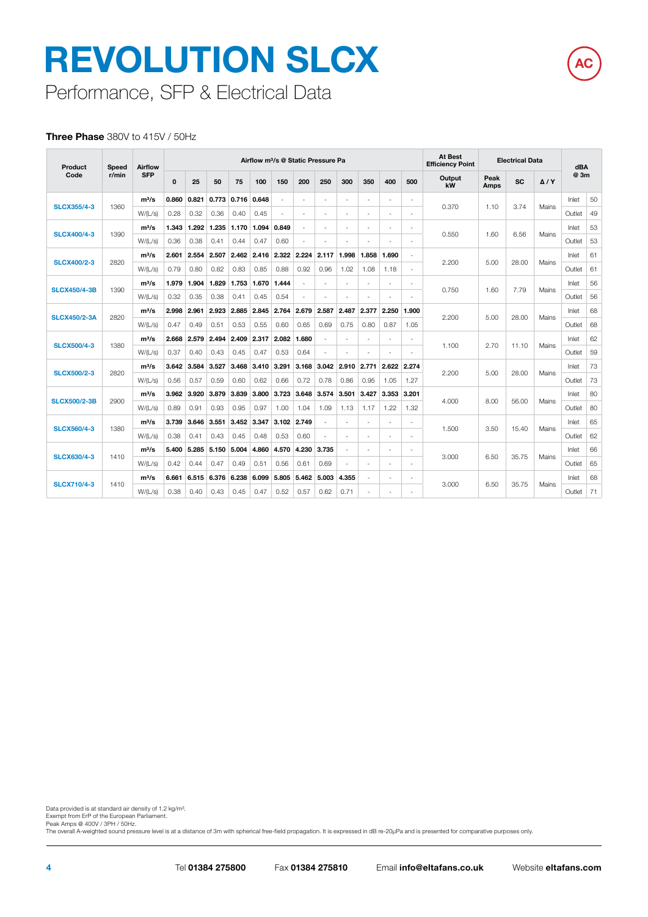# REVOLUTION SLCX

## Performance, SFP & Electrical Data

AC

**Three Phase** 380V to 415V / 50Hz

| Product Code | Speed r/min | Airflow SFP | Airflow m³/s @ Static Pressure Pa | | | | | | | | | | | | At Best Efficiency Point | Electrical Data | | | dBA @ 3m | |
|---|---|---|---|---|---|---|---|---|---|---|---|---|---|---|---|---|---|---|---|---|
| | | | 0 | 25 | 50 | 75 | 100 | 150 | 200 | 250 | 300 | 350 | 400 | 500 | Output kW | Peak Amps | SC | Δ / Y | | |
| SLCX355/4-3 | 1360 | m³/s | 0.860 | 0.821 | 0.773 | 0.716 | 0.648 | - | - | - | - | - | - | - | 0.370 | 1.10 | 3.74 | Mains | Inlet | 50 |
| | | W/(L/s) | 0.28 | 0.32 | 0.36 | 0.40 | 0.45 | - | - | - | - | - | - | - | | | | | Outlet | 49 |
| SLCX400/4-3 | 1390 | m³/s | 1.343 | 1.292 | 1.235 | 1.170 | 1.094 | 0.849 | - | - | - | - | - | - | 0.550 | 1.60 | 6.56 | Mains | Inlet | 53 |
| | | W/(L/s) | 0.36 | 0.38 | 0.41 | 0.44 | 0.47 | 0.60 | - | - | - | - | - | - | | | | | Outlet | 53 |
| SLCX400/2-3 | 2820 | m³/s | 2.601 | 2.554 | 2.507 | 2.462 | 2.416 | 2.322 | 2.224 | 2.117 | 1.998 | 1.858 | 1.690 | - | 2.200 | 5.00 | 28.00 | Mains | Inlet | 61 |
| | | W/(L/s) | 0.79 | 0.80 | 0.82 | 0.83 | 0.85 | 0.88 | 0.92 | 0.96 | 1.02 | 1.08 | 1.18 | - | | | | | Outlet | 61 |
| SLCX450/4-3B | 1390 | m³/s | 1.979 | 1.904 | 1.829 | 1.753 | 1.670 | 1.444 | - | - | - | - | - | - | 0.750 | 1.60 | 7.79 | Mains | Inlet | 56 |
| | | W/(L/s) | 0.32 | 0.35 | 0.38 | 0.41 | 0.45 | 0.54 | - | - | - | - | - | - | | | | | Outlet | 56 |
| SLCX450/2-3A | 2820 | m³/s | 2.998 | 2.961 | 2.923 | 2.885 | 2.845 | 2.764 | 2.679 | 2.587 | 2.487 | 2.377 | 2.250 | 1.900 | 2.200 | 5.00 | 28.00 | Mains | Inlet | 68 |
| | | W/(L/s) | 0.47 | 0.49 | 0.51 | 0.53 | 0.55 | 0.60 | 0.65 | 0.69 | 0.75 | 0.80 | 0.87 | 1.05 | | | | | Outlet | 68 |
| SLCX500/4-3 | 1380 | m³/s | 2.668 | 2.579 | 2.494 | 2.409 | 2.317 | 2.082 | 1.680 | - | - | - | - | - | 1.100 | 2.70 | 11.10 | Mains | Inlet | 62 |
| | | W/(L/s) | 0.37 | 0.40 | 0.43 | 0.45 | 0.47 | 0.53 | 0.64 | - | - | - | - | - | | | | | Outlet | 59 |
| SLCX500/2-3 | 2820 | m³/s | 3.642 | 3.584 | 3.527 | 3.468 | 3.410 | 3.291 | 3.168 | 3.042 | 2.910 | 2.771 | 2.622 | 2.274 | 2.200 | 5.00 | 28.00 | Mains | Inlet | 73 |
| | | W/(L/s) | 0.56 | 0.57 | 0.59 | 0.60 | 0.62 | 0.66 | 0.72 | 0.78 | 0.86 | 0.95 | 1.05 | 1.27 | | | | | Outlet | 73 |
| SLCX500/2-3B | 2900 | m³/s | 3.962 | 3.920 | 3.879 | 3.839 | 3.800 | 3.723 | 3.648 | 3.574 | 3.501 | 3.427 | 3.353 | 3.201 | 4.000 | 8.00 | 56.00 | Mains | Inlet | 80 |
| | | W/(L/s) | 0.89 | 0.91 | 0.93 | 0.95 | 0.97 | 1.00 | 1.04 | 1.09 | 1.13 | 1.17 | 1.22 | 1.32 | | | | | Outlet | 80 |
| SLCX560/4-3 | 1380 | m³/s | 3.739 | 3.646 | 3.551 | 3.452 | 3.347 | 3.102 | 2.749 | - | - | - | - | - | 1.500 | 3.50 | 15.40 | Mains | Inlet | 65 |
| | | W/(L/s) | 0.38 | 0.41 | 0.43 | 0.45 | 0.48 | 0.53 | 0.60 | - | - | - | - | - | | | | | Outlet | 62 |
| SLCX630/4-3 | 1410 | m³/s | 5.400 | 5.285 | 5.150 | 5.004 | 4.860 | 4.570 | 4.230 | 3.735 | - | - | - | - | 3.000 | 6.50 | 35.75 | Mains | Inlet | 66 |
| | | W/(L/s) | 0.42 | 0.44 | 0.47 | 0.49 | 0.51 | 0.56 | 0.61 | 0.69 | - | - | - | - | | | | | Outlet | 65 |
| SLCX710/4-3 | 1410 | m³/s | 6.661 | 6.515 | 6.376 | 6.238 | 6.099 | 5.805 | 5.462 | 5.003 | 4.355 | - | - | - | 3.000 | 6.50 | 35.75 | Mains | Inlet | 68 |
| | | W/(L/s) | 0.38 | 0.40 | 0.43 | 0.45 | 0.47 | 0.52 | 0.57 | 0.62 | 0.71 | - | - | - | | | | | Outlet | 71 |

Data provided is at standard air density of 1.2 kg/m³.
Exempt from ErP of the European Parliament.
Peak Amps @ 400V / 3PH / 50Hz.
The overall A-weighted sound pressure level is at a distance of 3m with spherical free-field propagation. It is expressed in dB re-20μPa and is presented for comparative purposes only.

Tel **01384 275800** Fax **01384 275810** Email **info@eltafans.co.uk** Website **eltafans.com**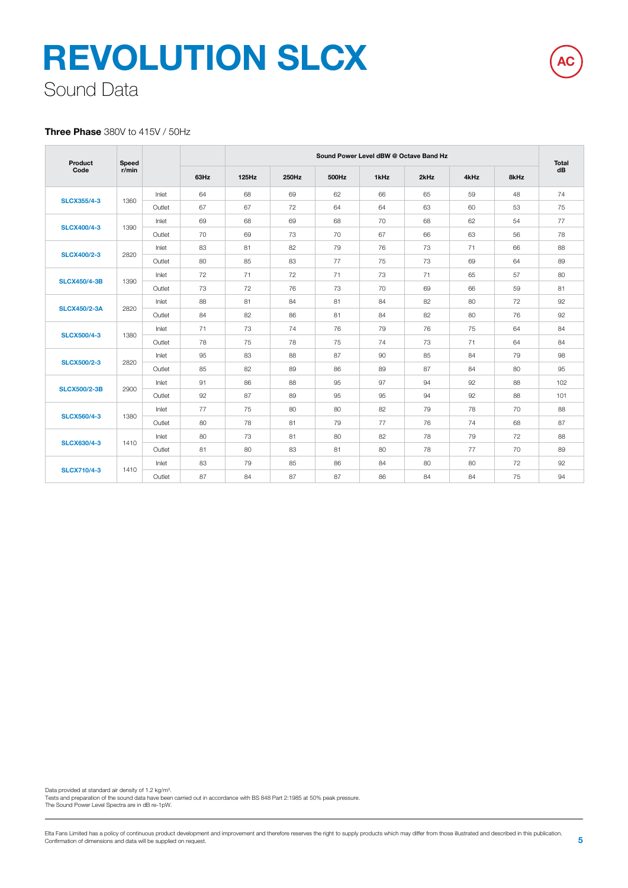# REVOLUTION SLCX

## Sound Data

AC

**Three Phase** 380V to 415V / 50Hz

| Product Code | Speed r/min | | Sound Power Level dBW @ Octave Band Hz | | | | | | | | Total dB |
|---|---|---|---|---|---|---|---|---|---|---|---|
| | | | 63Hz | 125Hz | 250Hz | 500Hz | 1kHz | 2kHz | 4kHz | 8kHz | |
| SLCX355/4-3 | 1360 | Inlet | 64 | 68 | 69 | 62 | 66 | 65 | 59 | 48 | 74 |
| | | Outlet | 67 | 67 | 72 | 64 | 64 | 63 | 60 | 53 | 75 |
| SLCX400/4-3 | 1390 | Inlet | 69 | 68 | 69 | 68 | 70 | 68 | 62 | 54 | 77 |
| | | Outlet | 70 | 69 | 73 | 70 | 67 | 66 | 63 | 56 | 78 |
| SLCX400/2-3 | 2820 | Inlet | 83 | 81 | 82 | 79 | 76 | 73 | 71 | 66 | 88 |
| | | Outlet | 80 | 85 | 83 | 77 | 75 | 73 | 69 | 64 | 89 |
| SLCX450/4-3B | 1390 | Inlet | 72 | 71 | 72 | 71 | 73 | 71 | 65 | 57 | 80 |
| | | Outlet | 73 | 72 | 76 | 73 | 70 | 69 | 66 | 59 | 81 |
| SLCX450/2-3A | 2820 | Inlet | 88 | 81 | 84 | 81 | 84 | 82 | 80 | 72 | 92 |
| | | Outlet | 84 | 82 | 86 | 81 | 84 | 82 | 80 | 76 | 92 |
| SLCX500/4-3 | 1380 | Inlet | 71 | 73 | 74 | 76 | 79 | 76 | 75 | 64 | 84 |
| | | Outlet | 78 | 75 | 78 | 75 | 74 | 73 | 71 | 64 | 84 |
| SLCX500/2-3 | 2820 | Inlet | 95 | 83 | 88 | 87 | 90 | 85 | 84 | 79 | 98 |
| | | Outlet | 85 | 82 | 89 | 86 | 89 | 87 | 84 | 80 | 95 |
| SLCX500/2-3B | 2900 | Inlet | 91 | 86 | 88 | 95 | 97 | 94 | 92 | 88 | 102 |
| | | Outlet | 92 | 87 | 89 | 95 | 95 | 94 | 92 | 88 | 101 |
| SLCX560/4-3 | 1380 | Inlet | 77 | 75 | 80 | 80 | 82 | 79 | 78 | 70 | 88 |
| | | Outlet | 80 | 78 | 81 | 79 | 77 | 76 | 74 | 68 | 87 |
| SLCX630/4-3 | 1410 | Inlet | 80 | 73 | 81 | 80 | 82 | 78 | 79 | 72 | 88 |
| | | Outlet | 81 | 80 | 83 | 81 | 80 | 78 | 77 | 70 | 89 |
| SLCX710/4-3 | 1410 | Inlet | 83 | 79 | 85 | 86 | 84 | 80 | 80 | 72 | 92 |
| | | Outlet | 87 | 84 | 87 | 87 | 86 | 84 | 84 | 75 | 94 |

Data provided at standard air density of 1.2 kg/m³.
Tests and preparation of the sound data have been carried out in accordance with BS 848 Part 2:1985 at 50% peak pressure.
The Sound Power Level Spectra are in dB re-1pW.

Elta Fans Limited has a policy of continuous product development and improvement and therefore reserves the right to supply products which may differ from those illustrated and described in this publication. Confirmation of dimensions and data will be supplied on request.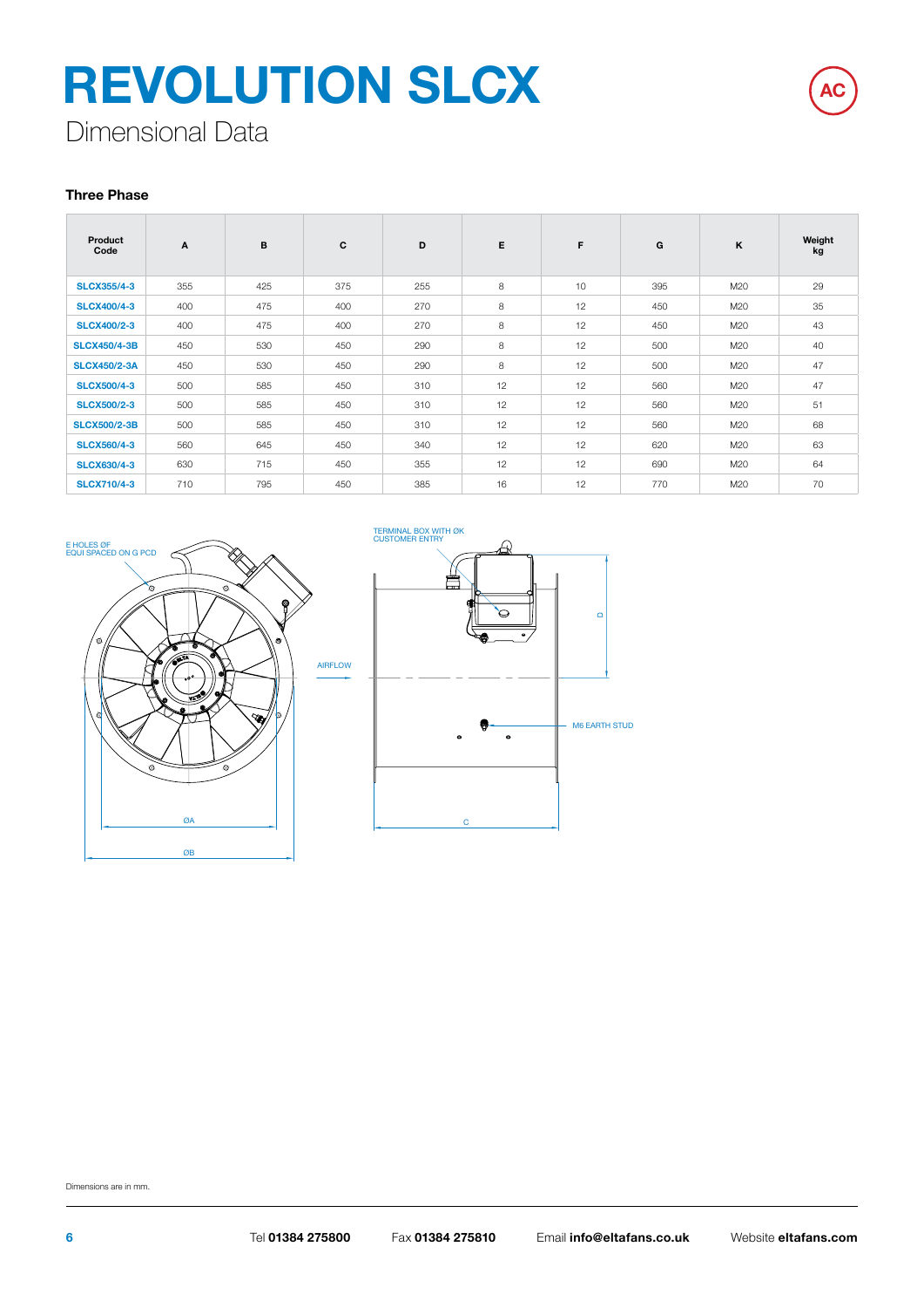# REVOLUTION SLCX

## Dimensional Data

AC

### Three Phase

| Product Code | A | B | C | D | E | F | G | K | Weight kg |
|---|---|---|---|---|---|---|---|---|---|
| SLCX355/4-3 | 355 | 425 | 375 | 255 | 8 | 10 | 395 | M20 | 29 |
| SLCX400/4-3 | 400 | 475 | 400 | 270 | 8 | 12 | 450 | M20 | 35 |
| SLCX400/2-3 | 400 | 475 | 400 | 270 | 8 | 12 | 450 | M20 | 43 |
| SLCX450/4-3B | 450 | 530 | 450 | 290 | 8 | 12 | 500 | M20 | 40 |
| SLCX450/2-3A | 450 | 530 | 450 | 290 | 8 | 12 | 500 | M20 | 47 |
| SLCX500/4-3 | 500 | 585 | 450 | 310 | 12 | 12 | 560 | M20 | 47 |
| SLCX500/2-3 | 500 | 585 | 450 | 310 | 12 | 12 | 560 | M20 | 51 |
| SLCX500/2-3B | 500 | 585 | 450 | 310 | 12 | 12 | 560 | M20 | 68 |
| SLCX560/4-3 | 560 | 645 | 450 | 340 | 12 | 12 | 620 | M20 | 63 |
| SLCX630/4-3 | 630 | 715 | 450 | 355 | 12 | 12 | 690 | M20 | 64 |
| SLCX710/4-3 | 710 | 795 | 450 | 385 | 16 | 12 | 770 | M20 | 70 |

E HOLES ØF EQUI SPACED ON G PCD

TERMINAL BOX WITH ØK CUSTOMER ENTRY

AIRFLOW

D

M6 EARTH STUD

ØA

ØB

C

Dimensions are in mm.

Tel **01384 275800** Fax **01384 275810** Email **info@eltafans.co.uk** Website **eltafans.com**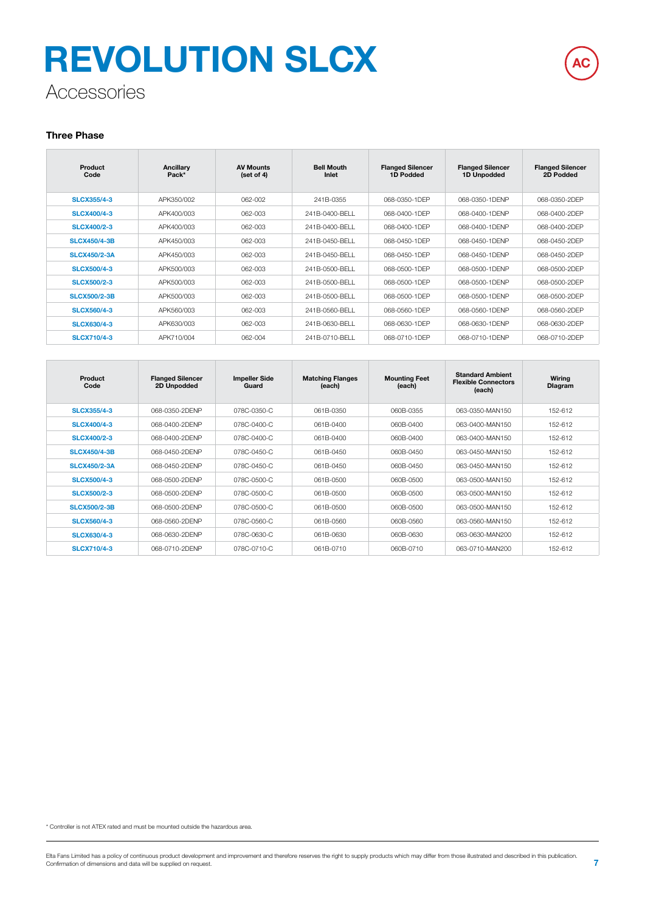# REVOLUTION SLCX

## Accessories

AC

### Three Phase

| Product Code | Ancillary Pack* | AV Mounts (set of 4) | Bell Mouth Inlet | Flanged Silencer 1D Podded | Flanged Silencer 1D Unpodded | Flanged Silencer 2D Podded |
|---|---|---|---|---|---|---|
| **SLCX355/4-3** | APK350/002 | 062-002 | 241B-0355 | 068-0350-1DEP | 068-0350-1DENP | 068-0350-2DEP |
| **SLCX400/4-3** | APK400/003 | 062-003 | 241B-0400-BELL | 068-0400-1DEP | 068-0400-1DENP | 068-0400-2DEP |
| **SLCX400/2-3** | APK400/003 | 062-003 | 241B-0400-BELL | 068-0400-1DEP | 068-0400-1DENP | 068-0400-2DEP |
| **SLCX450/4-3B** | APK450/003 | 062-003 | 241B-0450-BELL | 068-0450-1DEP | 068-0450-1DENP | 068-0450-2DEP |
| **SLCX450/2-3A** | APK450/003 | 062-003 | 241B-0450-BELL | 068-0450-1DEP | 068-0450-1DENP | 068-0450-2DEP |
| **SLCX500/4-3** | APK500/003 | 062-003 | 241B-0500-BELL | 068-0500-1DEP | 068-0500-1DENP | 068-0500-2DEP |
| **SLCX500/2-3** | APK500/003 | 062-003 | 241B-0500-BELL | 068-0500-1DEP | 068-0500-1DENP | 068-0500-2DEP |
| **SLCX500/2-3B** | APK500/003 | 062-003 | 241B-0500-BELL | 068-0500-1DEP | 068-0500-1DENP | 068-0500-2DEP |
| **SLCX560/4-3** | APK560/003 | 062-003 | 241B-0560-BELL | 068-0560-1DEP | 068-0560-1DENP | 068-0560-2DEP |
| **SLCX630/4-3** | APK630/003 | 062-003 | 241B-0630-BELL | 068-0630-1DEP | 068-0630-1DENP | 068-0630-2DEP |
| **SLCX710/4-3** | APK710/004 | 062-004 | 241B-0710-BELL | 068-0710-1DEP | 068-0710-1DENP | 068-0710-2DEP |

| Product Code | Flanged Silencer 2D Unpodded | Impeller Side Guard | Matching Flanges (each) | Mounting Feet (each) | Standard Ambient Flexible Connectors (each) | Wiring Diagram |
|---|---|---|---|---|---|---|
| **SLCX355/4-3** | 068-0350-2DENP | 078C-0350-C | 061B-0350 | 060B-0355 | 063-0350-MAN150 | 152-612 |
| **SLCX400/4-3** | 068-0400-2DENP | 078C-0400-C | 061B-0400 | 060B-0400 | 063-0400-MAN150 | 152-612 |
| **SLCX400/2-3** | 068-0400-2DENP | 078C-0400-C | 061B-0400 | 060B-0400 | 063-0400-MAN150 | 152-612 |
| **SLCX450/4-3B** | 068-0450-2DENP | 078C-0450-C | 061B-0450 | 060B-0450 | 063-0450-MAN150 | 152-612 |
| **SLCX450/2-3A** | 068-0450-2DENP | 078C-0450-C | 061B-0450 | 060B-0450 | 063-0450-MAN150 | 152-612 |
| **SLCX500/4-3** | 068-0500-2DENP | 078C-0500-C | 061B-0500 | 060B-0500 | 063-0500-MAN150 | 152-612 |
| **SLCX500/2-3** | 068-0500-2DENP | 078C-0500-C | 061B-0500 | 060B-0500 | 063-0500-MAN150 | 152-612 |
| **SLCX500/2-3B** | 068-0500-2DENP | 078C-0500-C | 061B-0500 | 060B-0500 | 063-0500-MAN150 | 152-612 |
| **SLCX560/4-3** | 068-0560-2DENP | 078C-0560-C | 061B-0560 | 060B-0560 | 063-0560-MAN150 | 152-612 |
| **SLCX630/4-3** | 068-0630-2DENP | 078C-0630-C | 061B-0630 | 060B-0630 | 063-0630-MAN200 | 152-612 |
| **SLCX710/4-3** | 068-0710-2DENP | 078C-0710-C | 061B-0710 | 060B-0710 | 063-0710-MAN200 | 152-612 |

* Controller is not ATEX rated and must be mounted outside the hazardous area.

Elta Fans Limited has a policy of continuous product development and improvement and therefore reserves the right to supply products which may differ from those illustrated and described in this publication. Confirmation of dimensions and data will be supplied on request.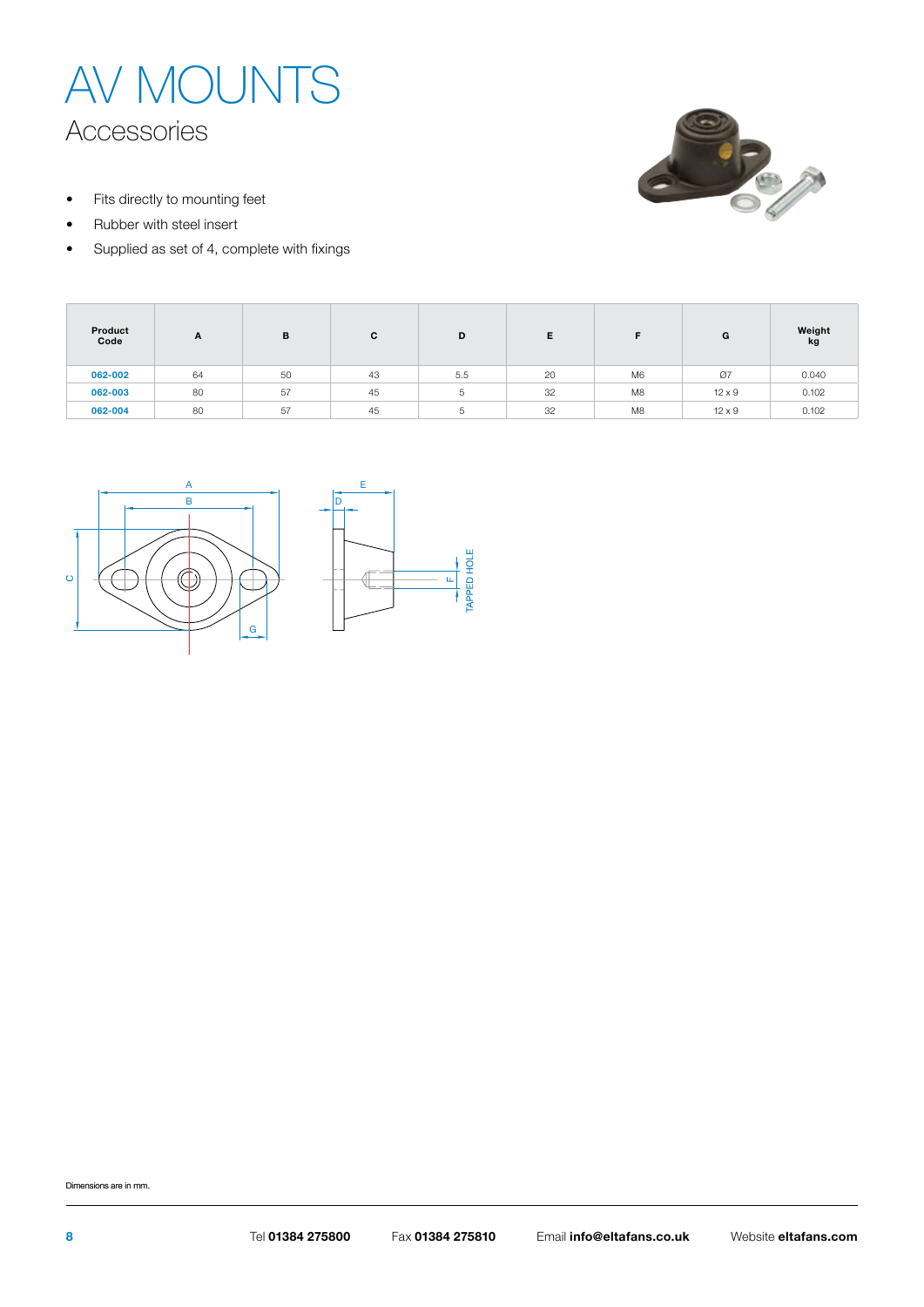# AV MOUNTS

## Accessories

- Fits directly to mounting feet
- Rubber with steel insert
- Supplied as set of 4, complete with fixings

| Product Code | A | B | C | D | E | F | G | Weight kg |
|---|---|---|---|---|---|---|---|---|
| 062-002 | 64 | 50 | 43 | 5.5 | 20 | M6 | Ø7 | 0.040 |
| 062-003 | 80 | 57 | 45 | 5 | 32 | M8 | 12 x 9 | 0.102 |
| 062-004 | 80 | 57 | 45 | 5 | 32 | M8 | 12 x 9 | 0.102 |

Dimensions are in mm.

Tel **01384 275800** Fax **01384 275810** Email **info@eltafans.co.uk** Website **eltafans.com**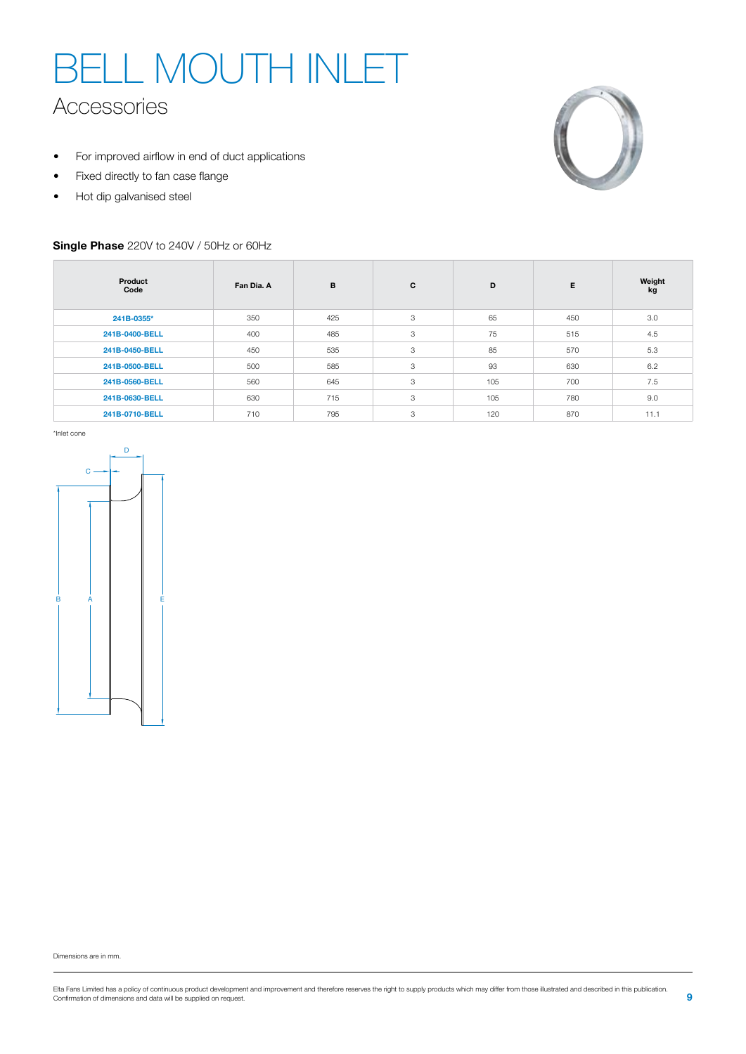# BELL MOUTH INLET

## Accessories

- For improved airflow in end of duct applications
- Fixed directly to fan case flange
- Hot dip galvanised steel

**Single Phase** 220V to 240V / 50Hz or 60Hz

| Product Code | Fan Dia. A | B | C | D | E | Weight kg |
|---|---|---|---|---|---|---|
| 241B-0355* | 350 | 425 | 3 | 65 | 450 | 3.0 |
| 241B-0400-BELL | 400 | 485 | 3 | 75 | 515 | 4.5 |
| 241B-0450-BELL | 450 | 535 | 3 | 85 | 570 | 5.3 |
| 241B-0500-BELL | 500 | 585 | 3 | 93 | 630 | 6.2 |
| 241B-0560-BELL | 560 | 645 | 3 | 105 | 700 | 7.5 |
| 241B-0630-BELL | 630 | 715 | 3 | 105 | 780 | 9.0 |
| 241B-0710-BELL | 710 | 795 | 3 | 120 | 870 | 11.1 |

*Inlet cone

Dimensions are in mm.

Elta Fans Limited has a policy of continuous product development and improvement and therefore reserves the right to supply products which may differ from those illustrated and described in this publication. Confirmation of dimensions and data will be supplied on request.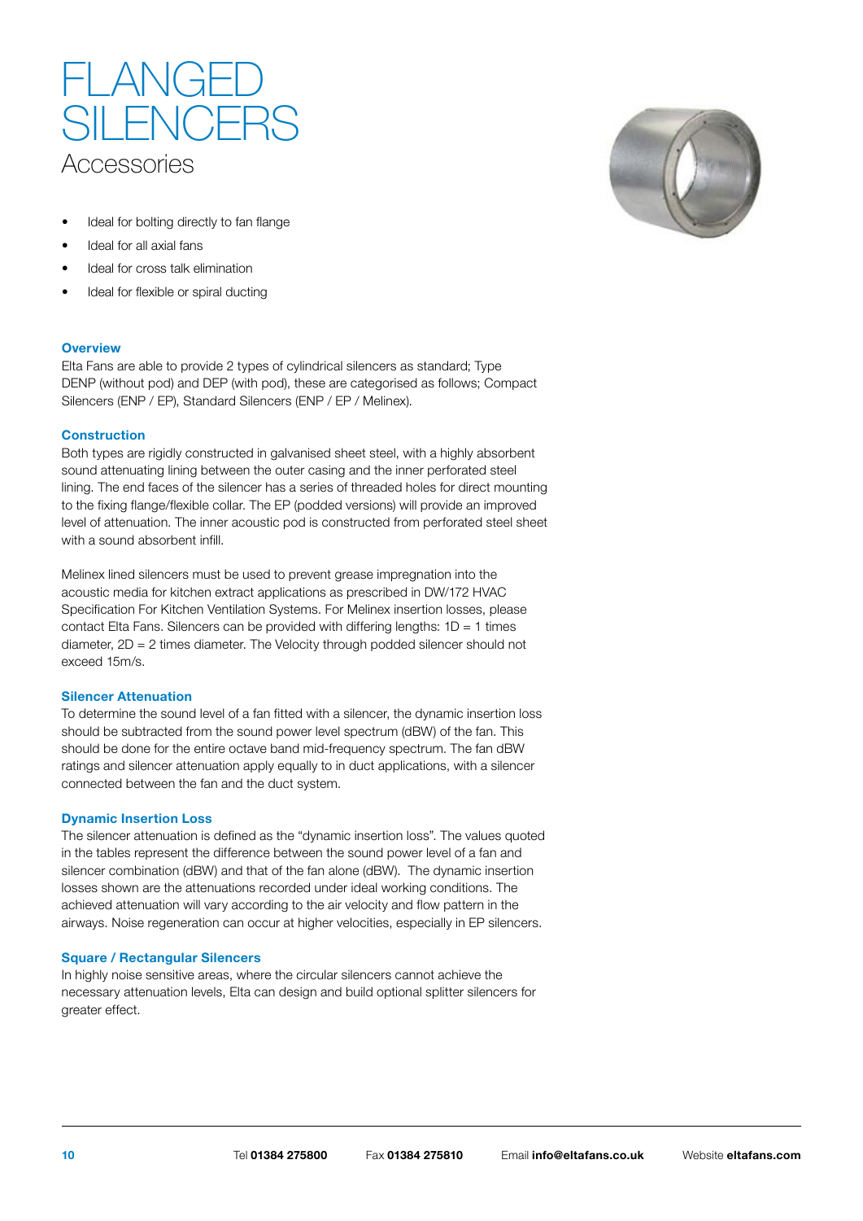# FLANGED SILENCERS

## Accessories

- Ideal for bolting directly to fan flange
- Ideal for all axial fans
- Ideal for cross talk elimination
- Ideal for flexible or spiral ducting

### Overview

Elta Fans are able to provide 2 types of cylindrical silencers as standard; Type DENP (without pod) and DEP (with pod), these are categorised as follows; Compact Silencers (ENP / EP), Standard Silencers (ENP / EP / Melinex).

### Construction

Both types are rigidly constructed in galvanised sheet steel, with a highly absorbent sound attenuating lining between the outer casing and the inner perforated steel lining. The end faces of the silencer has a series of threaded holes for direct mounting to the fixing flange/flexible collar. The EP (podded versions) will provide an improved level of attenuation. The inner acoustic pod is constructed from perforated steel sheet with a sound absorbent infill.

Melinex lined silencers must be used to prevent grease impregnation into the acoustic media for kitchen extract applications as prescribed in DW/172 HVAC Specification For Kitchen Ventilation Systems. For Melinex insertion losses, please contact Elta Fans. Silencers can be provided with differing lengths: 1D = 1 times diameter, 2D = 2 times diameter. The Velocity through podded silencer should not exceed 15m/s.

### Silencer Attenuation

To determine the sound level of a fan fitted with a silencer, the dynamic insertion loss should be subtracted from the sound power level spectrum (dBW) of the fan. This should be done for the entire octave band mid-frequency spectrum. The fan dBW ratings and silencer attenuation apply equally to in duct applications, with a silencer connected between the fan and the duct system.

### Dynamic Insertion Loss

The silencer attenuation is defined as the "dynamic insertion loss". The values quoted in the tables represent the difference between the sound power level of a fan and silencer combination (dBW) and that of the fan alone (dBW). The dynamic insertion losses shown are the attenuations recorded under ideal working conditions. The achieved attenuation will vary according to the air velocity and flow pattern in the airways. Noise regeneration can occur at higher velocities, especially in EP silencers.

### Square / Rectangular Silencers

In highly noise sensitive areas, where the circular silencers cannot achieve the necessary attenuation levels, Elta can design and build optional splitter silencers for greater effect.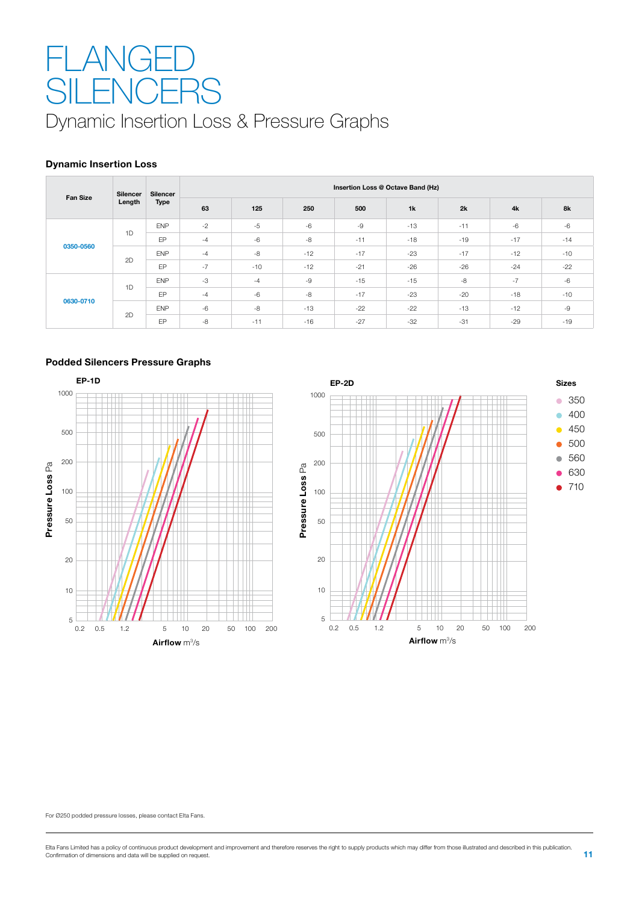# FLANGED SILENCERS

## Dynamic Insertion Loss & Pressure Graphs

### Dynamic Insertion Loss

| Fan Size | Silencer Length | Silencer Type | Insertion Loss @ Octave Band (Hz) | | | | | | | |
|---|---|---|---|---|---|---|---|---|---|---|
| | | | 63 | 125 | 250 | 500 | 1k | 2k | 4k | 8k |
| 0350-0560 | 1D | ENP | -2 | -5 | -6 | -9 | -13 | -11 | -6 | -6 |
| | | EP | -4 | -6 | -8 | -11 | -18 | -19 | -17 | -14 |
| | 2D | ENP | -4 | -8 | -12 | -17 | -23 | -17 | -12 | -10 |
| | | EP | -7 | -10 | -12 | -21 | -26 | -26 | -24 | -22 |
| 0630-0710 | 1D | ENP | -3 | -4 | -9 | -15 | -15 | -8 | -7 | -6 |
| | | EP | -4 | -6 | -8 | -17 | -23 | -20 | -18 | -10 |
| | 2D | ENP | -6 | -8 | -13 | -22 | -22 | -13 | -12 | -9 |
| | | EP | -8 | -11 | -16 | -27 | -32 | -31 | -29 | -19 |

### Podded Silencers Pressure Graphs

**EP-1D**

**EP-2D**

Pressure Loss Pa (y-axis: 5, 10, 20, 50, 100, 200, 500, 1000)

Airflow $m^3/s$ (x-axis: 0.2, 0.5, 1.2, 5, 10, 20, 50, 100, 200)

**Sizes**
- 350
- 400
- 450
- 500
- 560
- 630
- 710

For Ø250 podded pressure losses, please contact Elta Fans.

Elta Fans Limited has a policy of continuous product development and improvement and therefore reserves the right to supply products which may differ from those illustrated and described in this publication. Confirmation of dimensions and data will be supplied on request.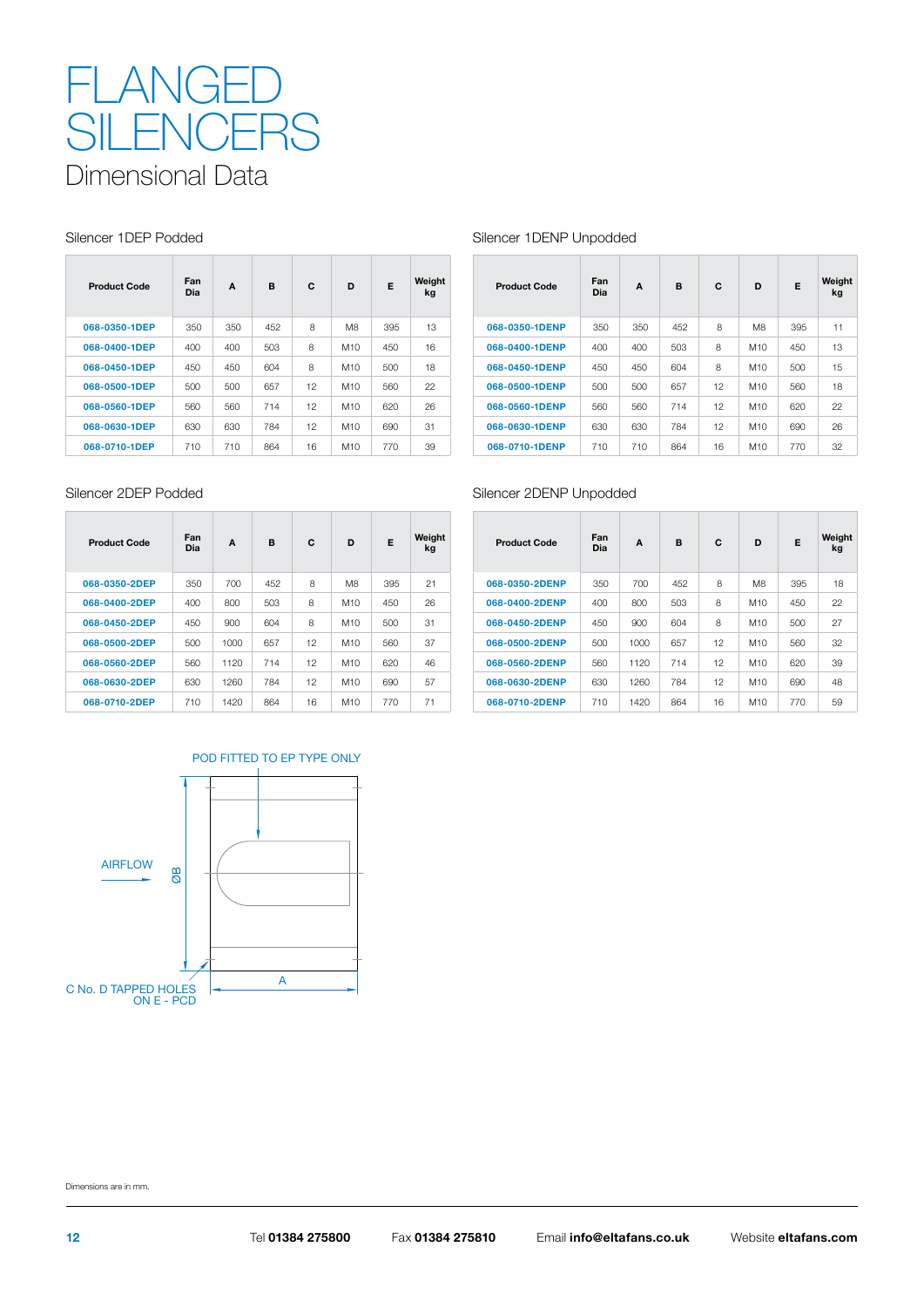# FLANGED SILENCERS

## Dimensional Data

### Silencer 1DEP Podded

| Product Code | Fan Dia | A | B | C | D | E | Weight kg |
|---|---|---|---|---|---|---|---|
| 068-0350-1DEP | 350 | 350 | 452 | 8 | M8 | 395 | 13 |
| 068-0400-1DEP | 400 | 400 | 503 | 8 | M10 | 450 | 16 |
| 068-0450-1DEP | 450 | 450 | 604 | 8 | M10 | 500 | 18 |
| 068-0500-1DEP | 500 | 500 | 657 | 12 | M10 | 560 | 22 |
| 068-0560-1DEP | 560 | 560 | 714 | 12 | M10 | 620 | 26 |
| 068-0630-1DEP | 630 | 630 | 784 | 12 | M10 | 690 | 31 |
| 068-0710-1DEP | 710 | 710 | 864 | 16 | M10 | 770 | 39 |

### Silencer 1DENP Unpodded

| Product Code | Fan Dia | A | B | C | D | E | Weight kg |
|---|---|---|---|---|---|---|---|
| 068-0350-1DENP | 350 | 350 | 452 | 8 | M8 | 395 | 11 |
| 068-0400-1DENP | 400 | 400 | 503 | 8 | M10 | 450 | 13 |
| 068-0450-1DENP | 450 | 450 | 604 | 8 | M10 | 500 | 15 |
| 068-0500-1DENP | 500 | 500 | 657 | 12 | M10 | 560 | 18 |
| 068-0560-1DENP | 560 | 560 | 714 | 12 | M10 | 620 | 22 |
| 068-0630-1DENP | 630 | 630 | 784 | 12 | M10 | 690 | 26 |
| 068-0710-1DENP | 710 | 710 | 864 | 16 | M10 | 770 | 32 |

### Silencer 2DEP Podded

| Product Code | Fan Dia | A | B | C | D | E | Weight kg |
|---|---|---|---|---|---|---|---|
| 068-0350-2DEP | 350 | 700 | 452 | 8 | M8 | 395 | 21 |
| 068-0400-2DEP | 400 | 800 | 503 | 8 | M10 | 450 | 26 |
| 068-0450-2DEP | 450 | 900 | 604 | 8 | M10 | 500 | 31 |
| 068-0500-2DEP | 500 | 1000 | 657 | 12 | M10 | 560 | 37 |
| 068-0560-2DEP | 560 | 1120 | 714 | 12 | M10 | 620 | 46 |
| 068-0630-2DEP | 630 | 1260 | 784 | 12 | M10 | 690 | 57 |
| 068-0710-2DEP | 710 | 1420 | 864 | 16 | M10 | 770 | 71 |

### Silencer 2DENP Unpodded

| Product Code | Fan Dia | A | B | C | D | E | Weight kg |
|---|---|---|---|---|---|---|---|
| 068-0350-2DENP | 350 | 700 | 452 | 8 | M8 | 395 | 18 |
| 068-0400-2DENP | 400 | 800 | 503 | 8 | M10 | 450 | 22 |
| 068-0450-2DENP | 450 | 900 | 604 | 8 | M10 | 500 | 27 |
| 068-0500-2DENP | 500 | 1000 | 657 | 12 | M10 | 560 | 32 |
| 068-0560-2DENP | 560 | 1120 | 714 | 12 | M10 | 620 | 39 |
| 068-0630-2DENP | 630 | 1260 | 784 | 12 | M10 | 690 | 48 |
| 068-0710-2DENP | 710 | 1420 | 864 | 16 | M10 | 770 | 59 |

POD FITTED TO EP TYPE ONLY

AIRFLOW

ØB

A

C No. D TAPPED HOLES ON E - PCD

Dimensions are in mm.

Tel **01384 275800** Fax **01384 275810** Email **info@eltafans.co.uk** Website **eltafans.com**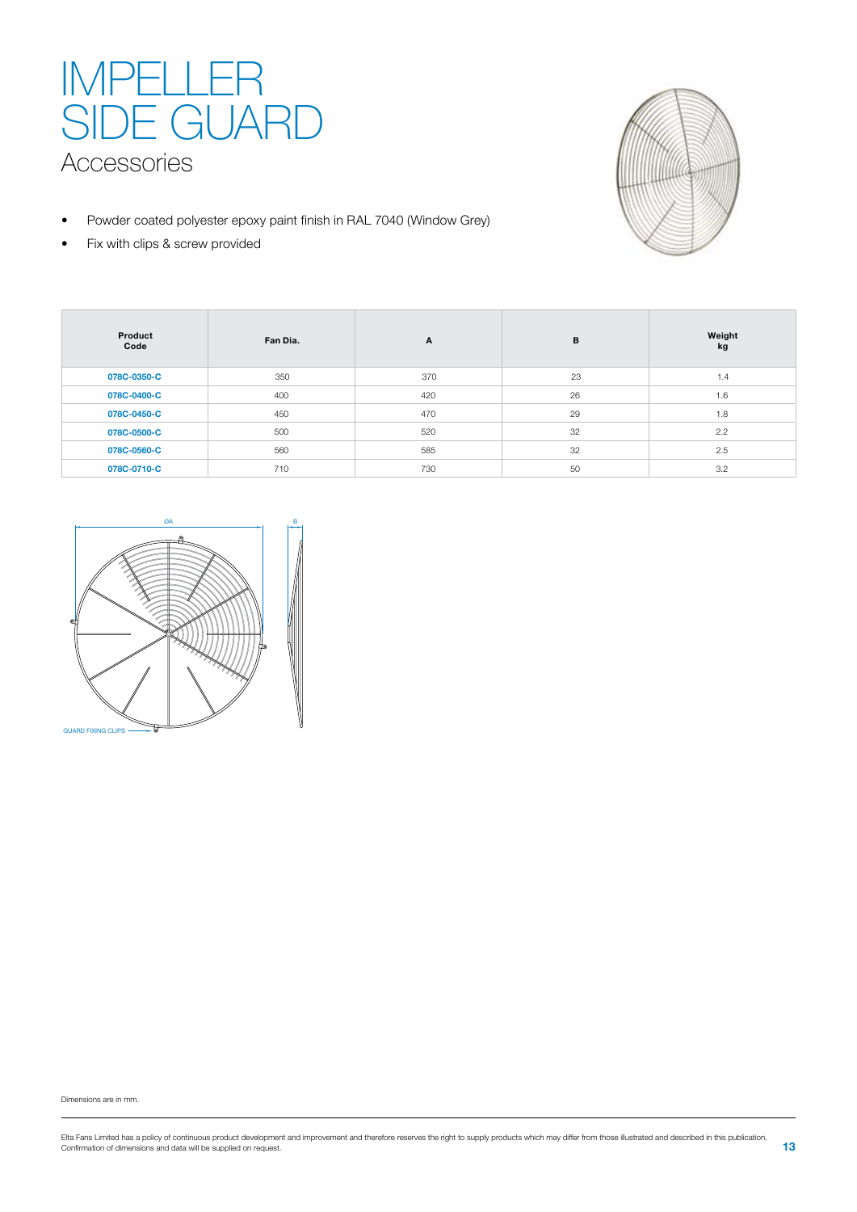# IMPELLER SIDE GUARD

## Accessories

- Powder coated polyester epoxy paint finish in RAL 7040 (Window Grey)
- Fix with clips & screw provided

| Product Code | Fan Dia. | A | B | Weight kg |
|---|---|---|---|---|
| 078C-0350-C | 350 | 370 | 23 | 1.4 |
| 078C-0400-C | 400 | 420 | 26 | 1.6 |
| 078C-0450-C | 450 | 470 | 29 | 1.8 |
| 078C-0500-C | 500 | 520 | 32 | 2.2 |
| 078C-0560-C | 560 | 585 | 32 | 2.5 |
| 078C-0710-C | 710 | 730 | 50 | 3.2 |

ØA

B

GUARD FIXING CLIPS

Dimensions are in mm.

Elta Fans Limited has a policy of continuous product development and improvement and therefore reserves the right to supply products which may differ from those illustrated and described in this publication. Confirmation of dimensions and data will be supplied on request.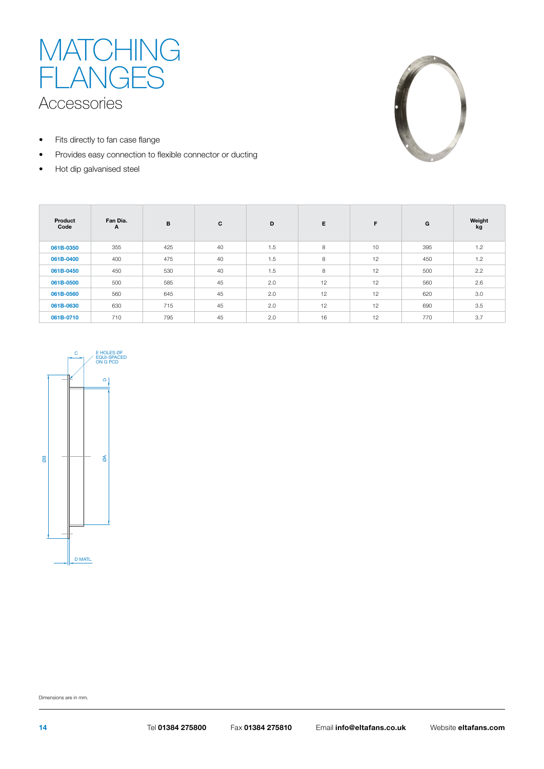# MATCHING FLANGES

## Accessories

- Fits directly to fan case flange
- Provides easy connection to flexible connector or ducting
- Hot dip galvanised steel

| Product Code | Fan Dia. A | B | C | D | E | F | G | Weight kg |
|---|---|---|---|---|---|---|---|---|
| 061B-0350 | 355 | 425 | 40 | 1.5 | 8 | 10 | 395 | 1.2 |
| 061B-0400 | 400 | 475 | 40 | 1.5 | 8 | 12 | 450 | 1.2 |
| 061B-0450 | 450 | 530 | 40 | 1.5 | 8 | 12 | 500 | 2.2 |
| 061B-0500 | 500 | 585 | 45 | 2.0 | 12 | 12 | 560 | 2.6 |
| 061B-0560 | 560 | 645 | 45 | 2.0 | 12 | 12 | 620 | 3.0 |
| 061B-0630 | 630 | 715 | 45 | 2.0 | 12 | 12 | 690 | 3.5 |
| 061B-0710 | 710 | 795 | 45 | 2.0 | 16 | 12 | 770 | 3.7 |

C

E HOLES ØF EQUI-SPACED ON G PCD

D

ØB

ØA

D MATL.

Dimensions are in mm.

Tel **01384 275800** Fax **01384 275810** Email **info@eltafans.co.uk** Website **eltafans.com**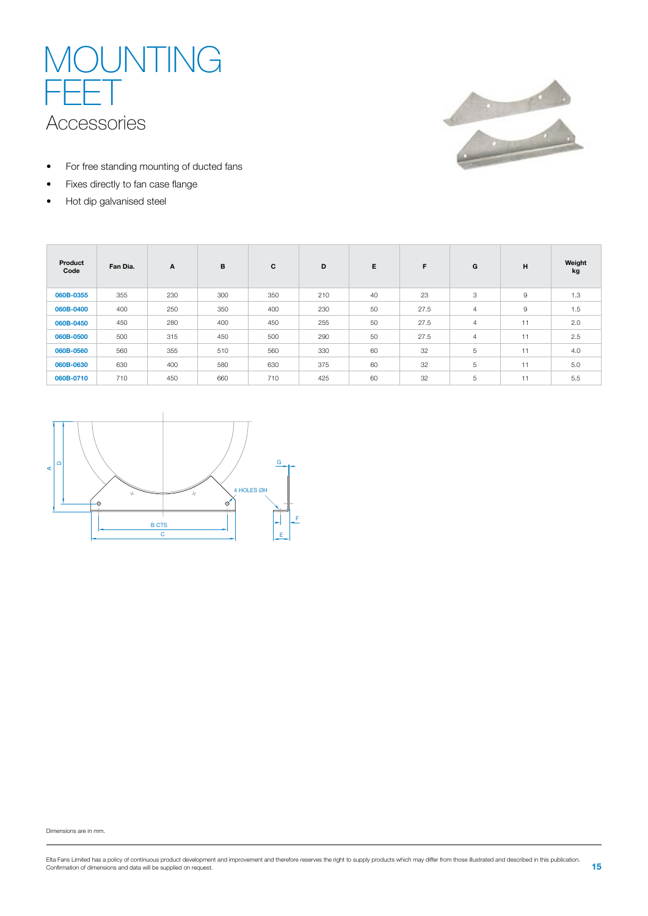# MOUNTING FEET

## Accessories

- For free standing mounting of ducted fans
- Fixes directly to fan case flange
- Hot dip galvanised steel

| Product Code | Fan Dia. | A | B | C | D | E | F | G | H | Weight kg |
|---|---|---|---|---|---|---|---|---|---|---|
| 060B-0355 | 355 | 230 | 300 | 350 | 210 | 40 | 23 | 3 | 9 | 1.3 |
| 060B-0400 | 400 | 250 | 350 | 400 | 230 | 50 | 27.5 | 4 | 9 | 1.5 |
| 060B-0450 | 450 | 280 | 400 | 450 | 255 | 50 | 27.5 | 4 | 11 | 2.0 |
| 060B-0500 | 500 | 315 | 450 | 500 | 290 | 50 | 27.5 | 4 | 11 | 2.5 |
| 060B-0560 | 560 | 355 | 510 | 560 | 330 | 60 | 32 | 5 | 11 | 4.0 |
| 060B-0630 | 630 | 400 | 580 | 630 | 375 | 60 | 32 | 5 | 11 | 5.0 |
| 060B-0710 | 710 | 450 | 660 | 710 | 425 | 60 | 32 | 5 | 11 | 5.5 |

A D 4 HOLES ØH B CTS C G F E

Dimensions are in mm.

Elta Fans Limited has a policy of continuous product development and improvement and therefore reserves the right to supply products which may differ from those illustrated and described in this publication. Confirmation of dimensions and data will be supplied on request.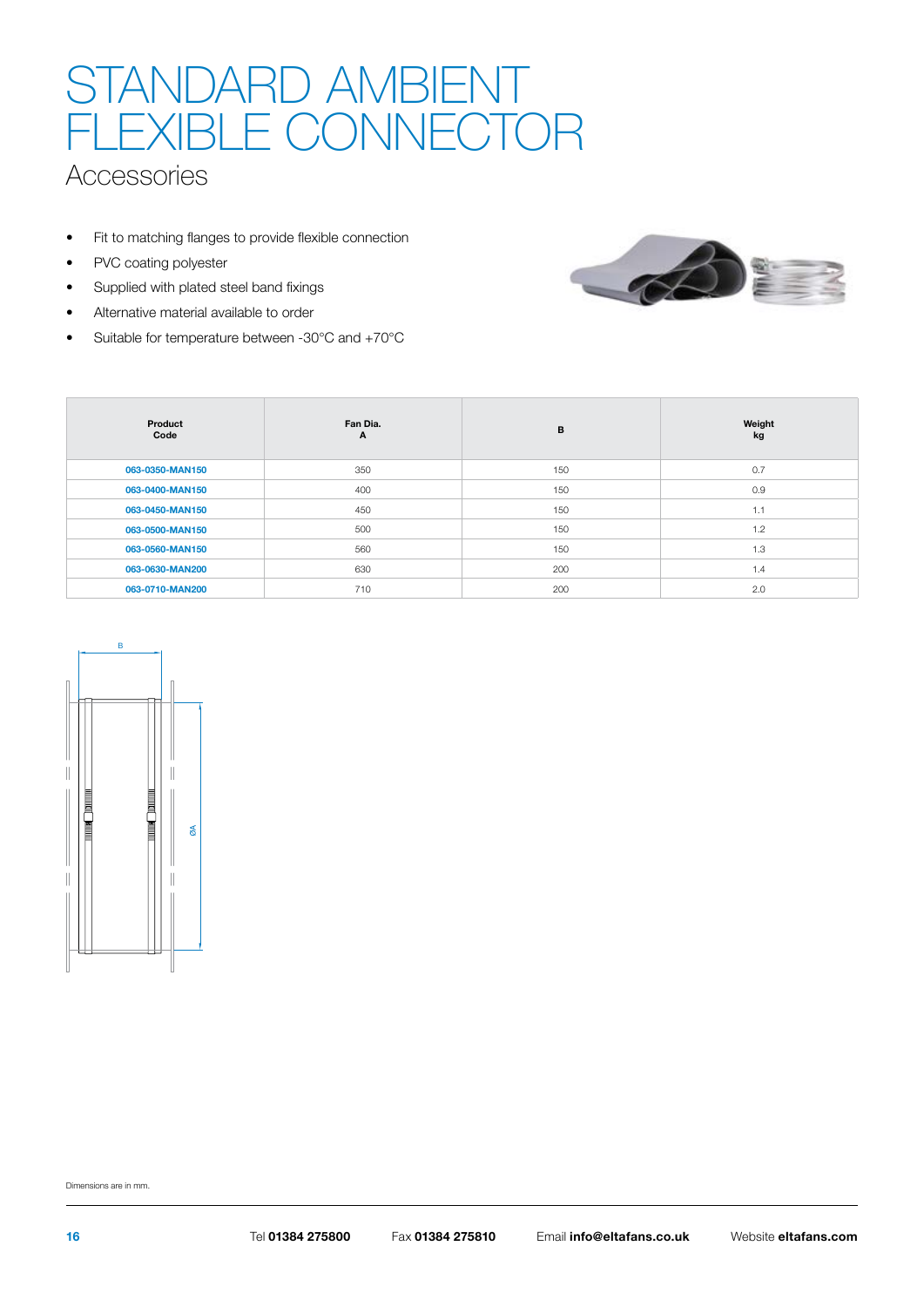# STANDARD AMBIENT FLEXIBLE CONNECTOR

## Accessories

- Fit to matching flanges to provide flexible connection
- PVC coating polyester
- Supplied with plated steel band fixings
- Alternative material available to order
- Suitable for temperature between -30°C and +70°C

| Product Code | Fan Dia. A | B | Weight kg |
|---|---|---|---|
| 063-0350-MAN150 | 350 | 150 | 0.7 |
| 063-0400-MAN150 | 400 | 150 | 0.9 |
| 063-0450-MAN150 | 450 | 150 | 1.1 |
| 063-0500-MAN150 | 500 | 150 | 1.2 |
| 063-0560-MAN150 | 560 | 150 | 1.3 |
| 063-0630-MAN200 | 630 | 200 | 1.4 |
| 063-0710-MAN200 | 710 | 200 | 2.0 |

Dimensions are in mm.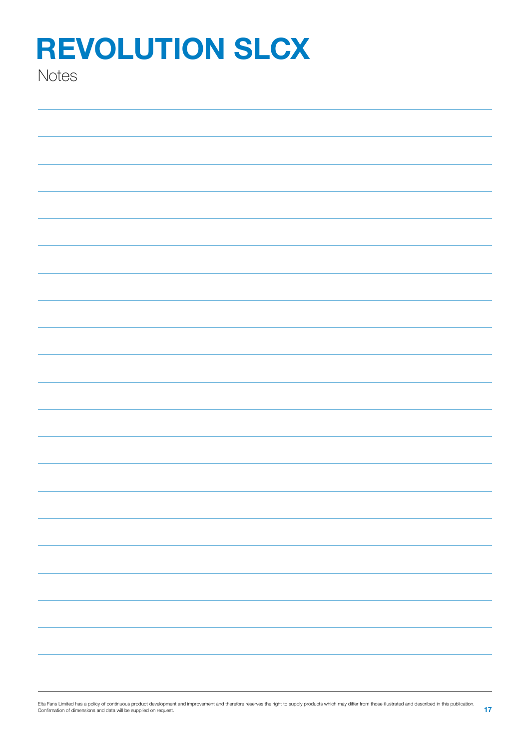# REVOLUTION SLCX

Notes

Elta Fans Limited has a policy of continuous product development and improvement and therefore reserves the right to supply products which may differ from those illustrated and described in this publication. Confirmation of dimensions and data will be supplied on request.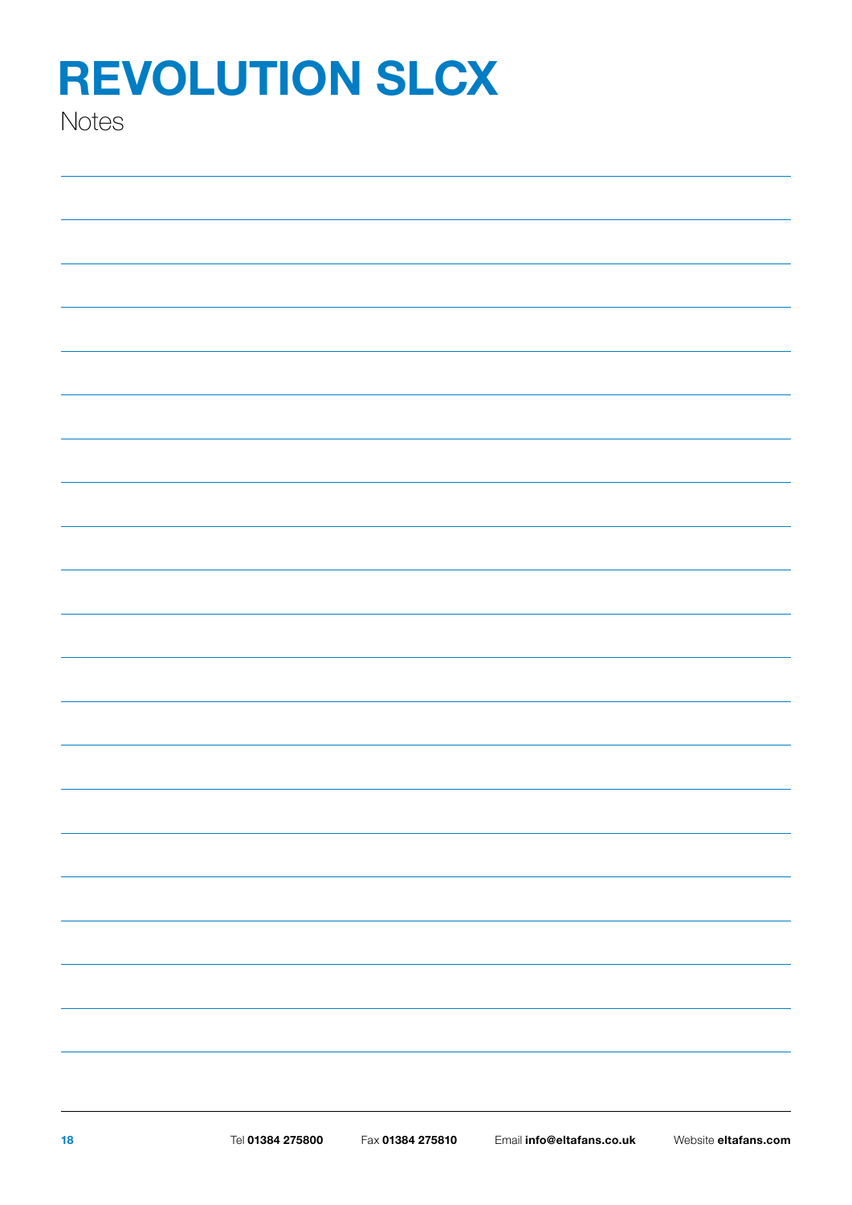# REVOLUTION SLCX

Notes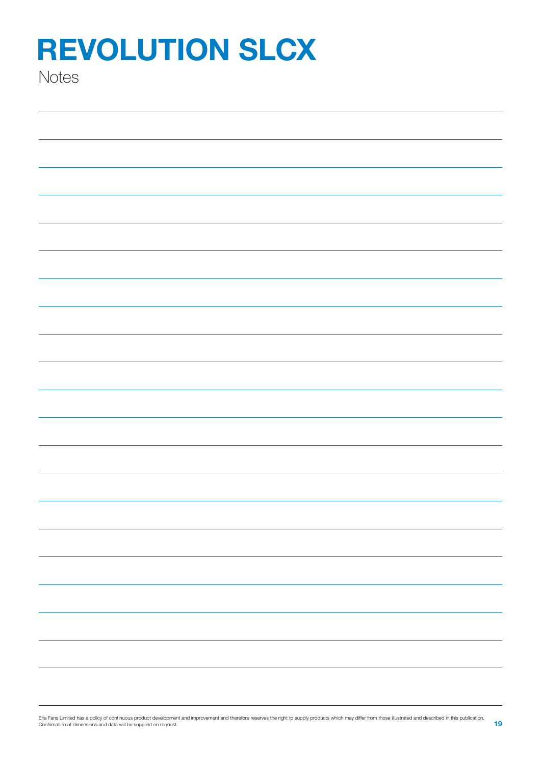# REVOLUTION SLCX

Notes

Elta Fans Limited has a policy of continuous product development and improvement and therefore reserves the right to supply products which may differ from those illustrated and described in this publication. Confirmation of dimensions and data will be supplied on request.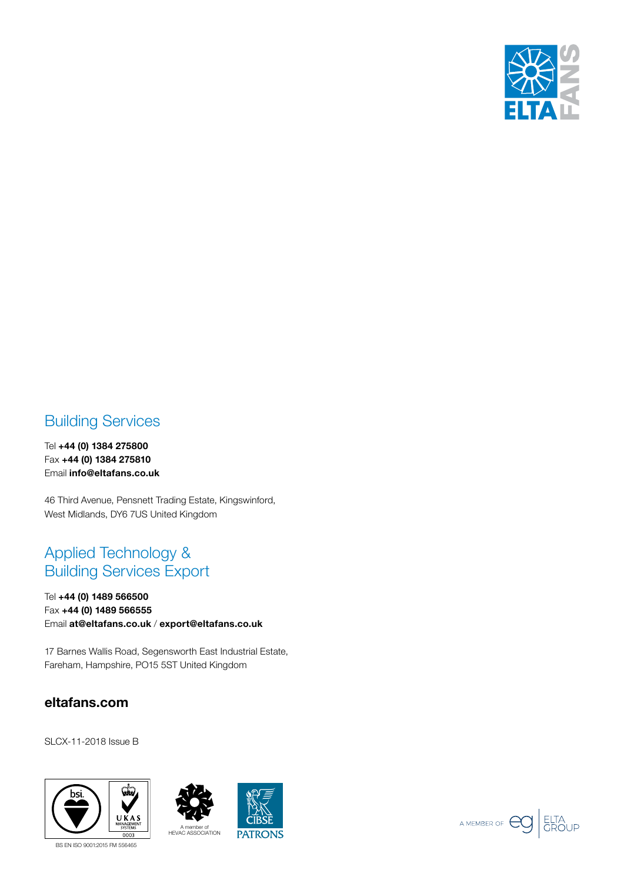## Building Services

Tel **+44 (0) 1384 275800**
Fax **+44 (0) 1384 275810**
Email **info@eltafans.co.uk**

46 Third Avenue, Pensnett Trading Estate, Kingswinford,
West Midlands, DY6 7US United Kingdom

## Applied Technology & Building Services Export

Tel **+44 (0) 1489 566500**
Fax **+44 (0) 1489 566555**
Email **at@eltafans.co.uk** / **export@eltafans.co.uk**

17 Barnes Wallis Road, Segensworth East Industrial Estate,
Fareham, Hampshire, PO15 5ST United Kingdom

### eltafans.com

SLCX-11-2018 Issue B

BS EN ISO 9001:2015 FM 556465

A member of HEVAC ASSOCIATION

A MEMBER OF ELTA GROUP